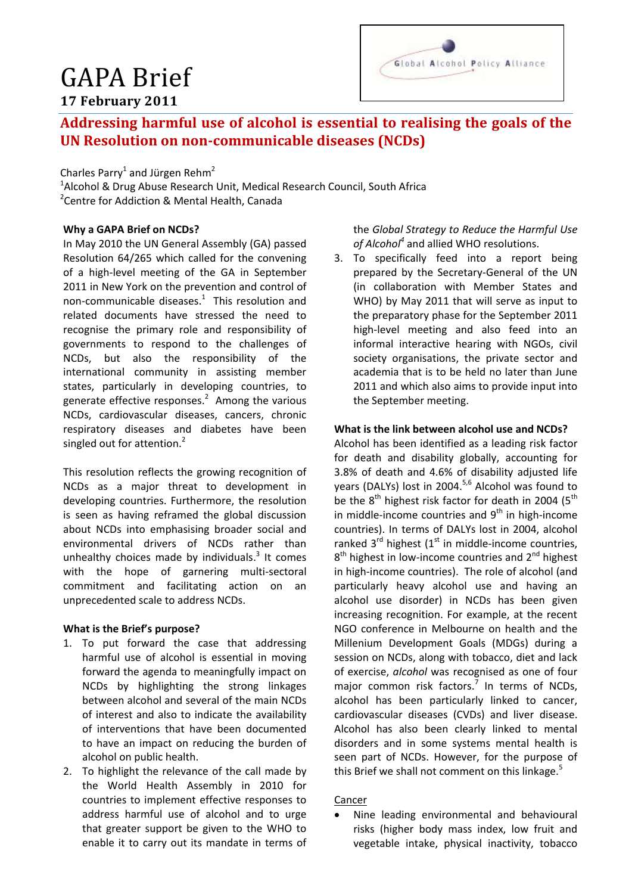# GAPA Brief

**17 February 2011**

Global Alcohol Policy Alliance

## Addressing harmful use of alcohol is essential to realising the goals of the UN Resolution on non-communicable diseases (NCDs)

Charles Parry[1] and Jürgen Rehm[2]

[1]Alcohol & Drug Abuse Research Unit, Medical Research Council, South Africa
[2]Centre for Addiction & Mental Health, Canada

### Why a GAPA Brief on NCDs?

In May 2010 the UN General Assembly (GA) passed Resolution 64/265 which called for the convening of a high-level meeting of the GA in September 2011 in New York on the prevention and control of non-communicable diseases.[1] This resolution and related documents have stressed the need to recognise the primary role and responsibility of governments to respond to the challenges of NCDs, but also the responsibility of the international community in assisting member states, particularly in developing countries, to generate effective responses.[2] Among the various NCDs, cardiovascular diseases, cancers, chronic respiratory diseases and diabetes have been singled out for attention.[2]

This resolution reflects the growing recognition of NCDs as a major threat to development in developing countries. Furthermore, the resolution is seen as having reframed the global discussion about NCDs into emphasising broader social and environmental drivers of NCDs rather than unhealthy choices made by individuals.[3] It comes with the hope of garnering multi-sectoral commitment and facilitating action on an unprecedented scale to address NCDs.

### What is the Brief's purpose?

1. To put forward the case that addressing harmful use of alcohol is essential in moving forward the agenda to meaningfully impact on NCDs by highlighting the strong linkages between alcohol and several of the main NCDs of interest and also to indicate the availability of interventions that have been documented to have an impact on reducing the burden of alcohol on public health.
2. To highlight the relevance of the call made by the World Health Assembly in 2010 for countries to implement effective responses to address harmful use of alcohol and to urge that greater support be given to the WHO to enable it to carry out its mandate in terms of the *Global Strategy to Reduce the Harmful Use of Alcohol*[4] and allied WHO resolutions.
3. To specifically feed into a report being prepared by the Secretary-General of the UN (in collaboration with Member States and WHO) by May 2011 that will serve as input to the preparatory phase for the September 2011 high-level meeting and also feed into an informal interactive hearing with NGOs, civil society organisations, the private sector and academia that is to be held no later than June 2011 and which also aims to provide input into the September meeting.

### What is the link between alcohol use and NCDs?

Alcohol has been identified as a leading risk factor for death and disability globally, accounting for 3.8% of death and 4.6% of disability adjusted life years (DALYs) lost in 2004.[5,6] Alcohol was found to be the 8th highest risk factor for death in 2004 (5th in middle-income countries and 9th in high-income countries). In terms of DALYs lost in 2004, alcohol ranked 3rd highest (1st in middle-income countries, 8th highest in low-income countries and 2nd highest in high-income countries). The role of alcohol (and particularly heavy alcohol use and having an alcohol use disorder) in NCDs has been given increasing recognition. For example, at the recent NGO conference in Melbourne on health and the Millenium Development Goals (MDGs) during a session on NCDs, along with tobacco, diet and lack of exercise, *alcohol* was recognised as one of four major common risk factors.[7] In terms of NCDs, alcohol has been particularly linked to cancer, cardiovascular diseases (CVDs) and liver disease. Alcohol has also been clearly linked to mental disorders and in some systems mental health is seen part of NCDs. However, for the purpose of this Brief we shall not comment on this linkage.[5]

Cancer

- Nine leading environmental and behavioural risks (higher body mass index, low fruit and vegetable intake, physical inactivity, tobacco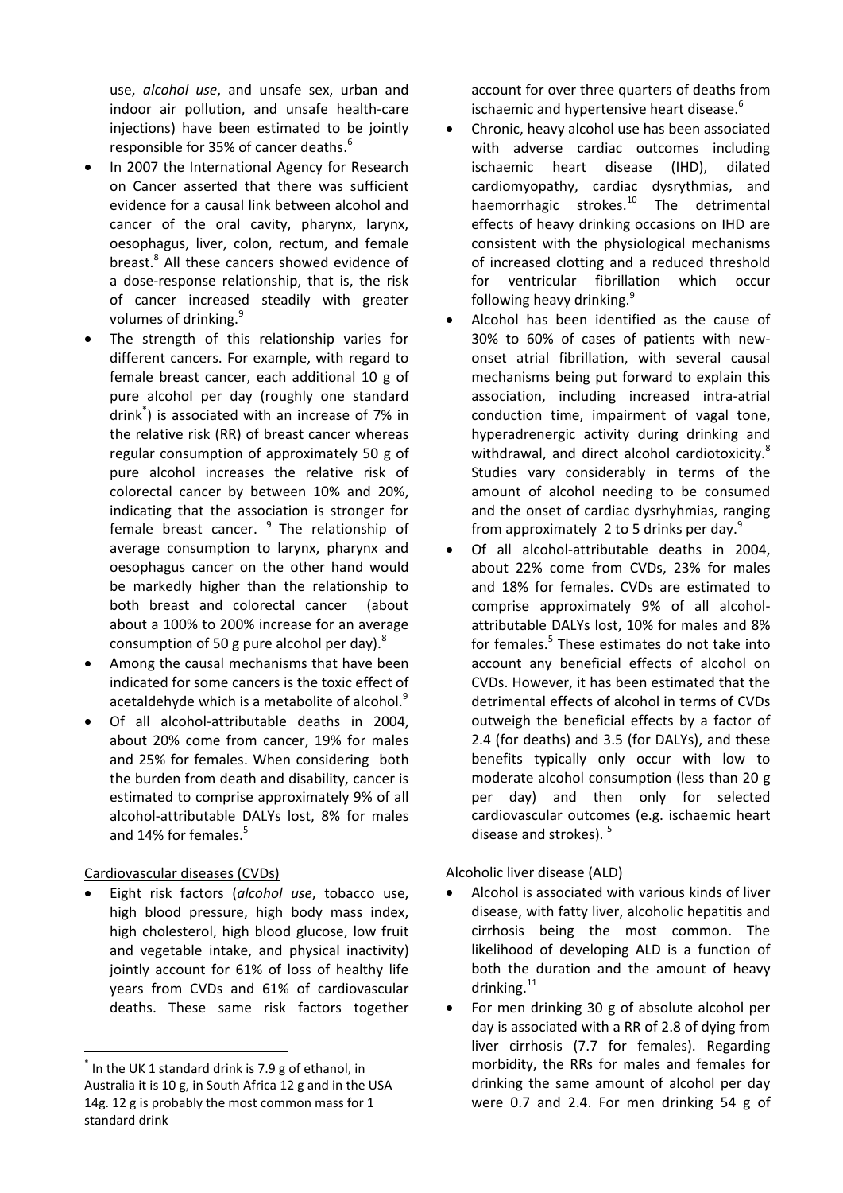use, *alcohol use*, and unsafe sex, urban and indoor air pollution, and unsafe health-care injections) have been estimated to be jointly responsible for 35% of cancer deaths.[6]

- In 2007 the International Agency for Research on Cancer asserted that there was sufficient evidence for a causal link between alcohol and cancer of the oral cavity, pharynx, larynx, oesophagus, liver, colon, rectum, and female breast.[8] All these cancers showed evidence of a dose-response relationship, that is, the risk of cancer increased steadily with greater volumes of drinking.[9]
- The strength of this relationship varies for different cancers. For example, with regard to female breast cancer, each additional 10 g of pure alcohol per day (roughly one standard drink[*]) is associated with an increase of 7% in the relative risk (RR) of breast cancer whereas regular consumption of approximately 50 g of pure alcohol increases the relative risk of colorectal cancer by between 10% and 20%, indicating that the association is stronger for female breast cancer. [9] The relationship of average consumption to larynx, pharynx and oesophagus cancer on the other hand would be markedly higher than the relationship to both breast and colorectal cancer (about about a 100% to 200% increase for an average consumption of 50 g pure alcohol per day).[8]
- Among the causal mechanisms that have been indicated for some cancers is the toxic effect of acetaldehyde which is a metabolite of alcohol.[9]
- Of all alcohol-attributable deaths in 2004, about 20% come from cancer, 19% for males and 25% for females. When considering both the burden from death and disability, cancer is estimated to comprise approximately 9% of all alcohol-attributable DALYs lost, 8% for males and 14% for females.[5]

Cardiovascular diseases (CVDs)

- Eight risk factors (*alcohol use*, tobacco use, high blood pressure, high body mass index, high cholesterol, high blood glucose, low fruit and vegetable intake, and physical inactivity) jointly account for 61% of loss of healthy life years from CVDs and 61% of cardiovascular deaths. These same risk factors together account for over three quarters of deaths from ischaemic and hypertensive heart disease.[6]
- Chronic, heavy alcohol use has been associated with adverse cardiac outcomes including ischaemic heart disease (IHD), dilated cardiomyopathy, cardiac dysrythmias, and haemorrhagic strokes.[10] The detrimental effects of heavy drinking occasions on IHD are consistent with the physiological mechanisms of increased clotting and a reduced threshold for ventricular fibrillation which occur following heavy drinking.[9]
- Alcohol has been identified as the cause of 30% to 60% of cases of patients with new-onset atrial fibrillation, with several causal mechanisms being put forward to explain this association, including increased intra-atrial conduction time, impairment of vagal tone, hyperadrenergic activity during drinking and withdrawal, and direct alcohol cardiotoxicity.[8] Studies vary considerably in terms of the amount of alcohol needing to be consumed and the onset of cardiac dysrhyhmias, ranging from approximately 2 to 5 drinks per day.[9]
- Of all alcohol-attributable deaths in 2004, about 22% come from CVDs, 23% for males and 18% for females. CVDs are estimated to comprise approximately 9% of all alcohol-attributable DALYs lost, 10% for males and 8% for females.[5] These estimates do not take into account any beneficial effects of alcohol on CVDs. However, it has been estimated that the detrimental effects of alcohol in terms of CVDs outweigh the beneficial effects by a factor of 2.4 (for deaths) and 3.5 (for DALYs), and these benefits typically only occur with low to moderate alcohol consumption (less than 20 g per day) and then only for selected cardiovascular outcomes (e.g. ischaemic heart disease and strokes). [5]

Alcoholic liver disease (ALD)

- Alcohol is associated with various kinds of liver disease, with fatty liver, alcoholic hepatitis and cirrhosis being the most common. The likelihood of developing ALD is a function of both the duration and the amount of heavy drinking.[11]
- For men drinking 30 g of absolute alcohol per day is associated with a RR of 2.8 of dying from liver cirrhosis (7.7 for females). Regarding morbidity, the RRs for males and females for drinking the same amount of alcohol per day were 0.7 and 2.4. For men drinking 54 g of

---

[*] In the UK 1 standard drink is 7.9 g of ethanol, in Australia it is 10 g, in South Africa 12 g and in the USA 14g. 12 g is probably the most common mass for 1 standard drink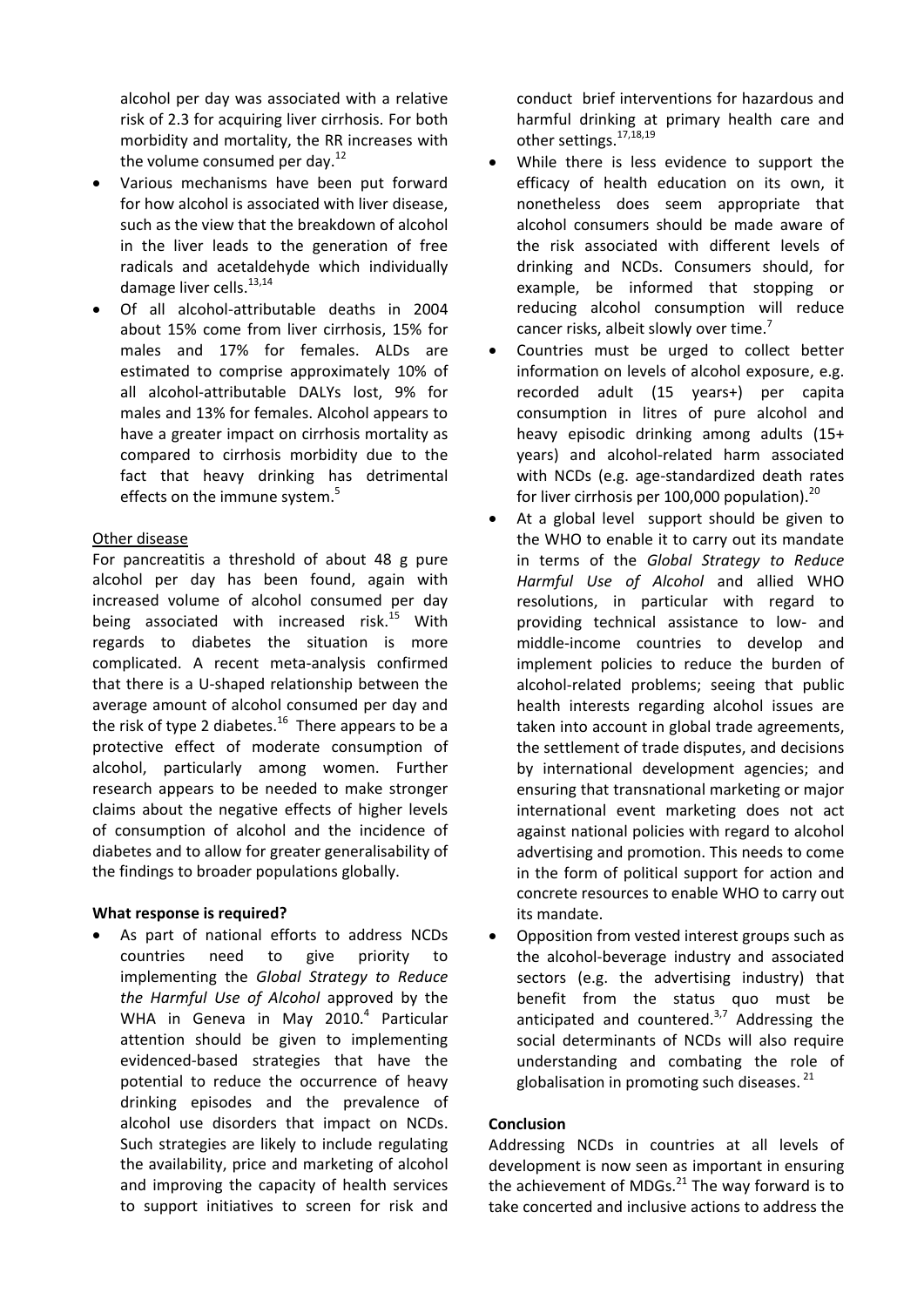alcohol per day was associated with a relative risk of 2.3 for acquiring liver cirrhosis. For both morbidity and mortality, the RR increases with the volume consumed per day.[12]

- Various mechanisms have been put forward for how alcohol is associated with liver disease, such as the view that the breakdown of alcohol in the liver leads to the generation of free radicals and acetaldehyde which individually damage liver cells.[13,14]
- Of all alcohol-attributable deaths in 2004 about 15% come from liver cirrhosis, 15% for males and 17% for females. ALDs are estimated to comprise approximately 10% of all alcohol-attributable DALYs lost, 9% for males and 13% for females. Alcohol appears to have a greater impact on cirrhosis mortality as compared to cirrhosis morbidity due to the fact that heavy drinking has detrimental effects on the immune system.[5]

Other disease

For pancreatitis a threshold of about 48 g pure alcohol per day has been found, again with increased volume of alcohol consumed per day being associated with increased risk.[15] With regards to diabetes the situation is more complicated. A recent meta-analysis confirmed that there is a U-shaped relationship between the average amount of alcohol consumed per day and the risk of type 2 diabetes.[16] There appears to be a protective effect of moderate consumption of alcohol, particularly among women. Further research appears to be needed to make stronger claims about the negative effects of higher levels of consumption of alcohol and the incidence of diabetes and to allow for greater generalisability of the findings to broader populations globally.

**What response is required?**

- As part of national efforts to address NCDs countries need to give priority to implementing the *Global Strategy to Reduce the Harmful Use of Alcohol* approved by the WHA in Geneva in May 2010.[4] Particular attention should be given to implementing evidenced-based strategies that have the potential to reduce the occurrence of heavy drinking episodes and the prevalence of alcohol use disorders that impact on NCDs. Such strategies are likely to include regulating the availability, price and marketing of alcohol and improving the capacity of health services to support initiatives to screen for risk and conduct brief interventions for hazardous and harmful drinking at primary health care and other settings.[17,18,19]
- While there is less evidence to support the efficacy of health education on its own, it nonetheless does seem appropriate that alcohol consumers should be made aware of the risk associated with different levels of drinking and NCDs. Consumers should, for example, be informed that stopping or reducing alcohol consumption will reduce cancer risks, albeit slowly over time.[7]
- Countries must be urged to collect better information on levels of alcohol exposure, e.g. recorded adult (15 years+) per capita consumption in litres of pure alcohol and heavy episodic drinking among adults (15+ years) and alcohol-related harm associated with NCDs (e.g. age-standardized death rates for liver cirrhosis per 100,000 population).[20]
- At a global level support should be given to the WHO to enable it to carry out its mandate in terms of the *Global Strategy to Reduce Harmful Use of Alcohol* and allied WHO resolutions, in particular with regard to providing technical assistance to low- and middle-income countries to develop and implement policies to reduce the burden of alcohol-related problems; seeing that public health interests regarding alcohol issues are taken into account in global trade agreements, the settlement of trade disputes, and decisions by international development agencies; and ensuring that transnational marketing or major international event marketing does not act against national policies with regard to alcohol advertising and promotion. This needs to come in the form of political support for action and concrete resources to enable WHO to carry out its mandate.
- Opposition from vested interest groups such as the alcohol-beverage industry and associated sectors (e.g. the advertising industry) that benefit from the status quo must be anticipated and countered.[3,7] Addressing the social determinants of NCDs will also require understanding and combating the role of globalisation in promoting such diseases.[21]

**Conclusion**

Addressing NCDs in countries at all levels of development is now seen as important in ensuring the achievement of MDGs.[21] The way forward is to take concerted and inclusive actions to address the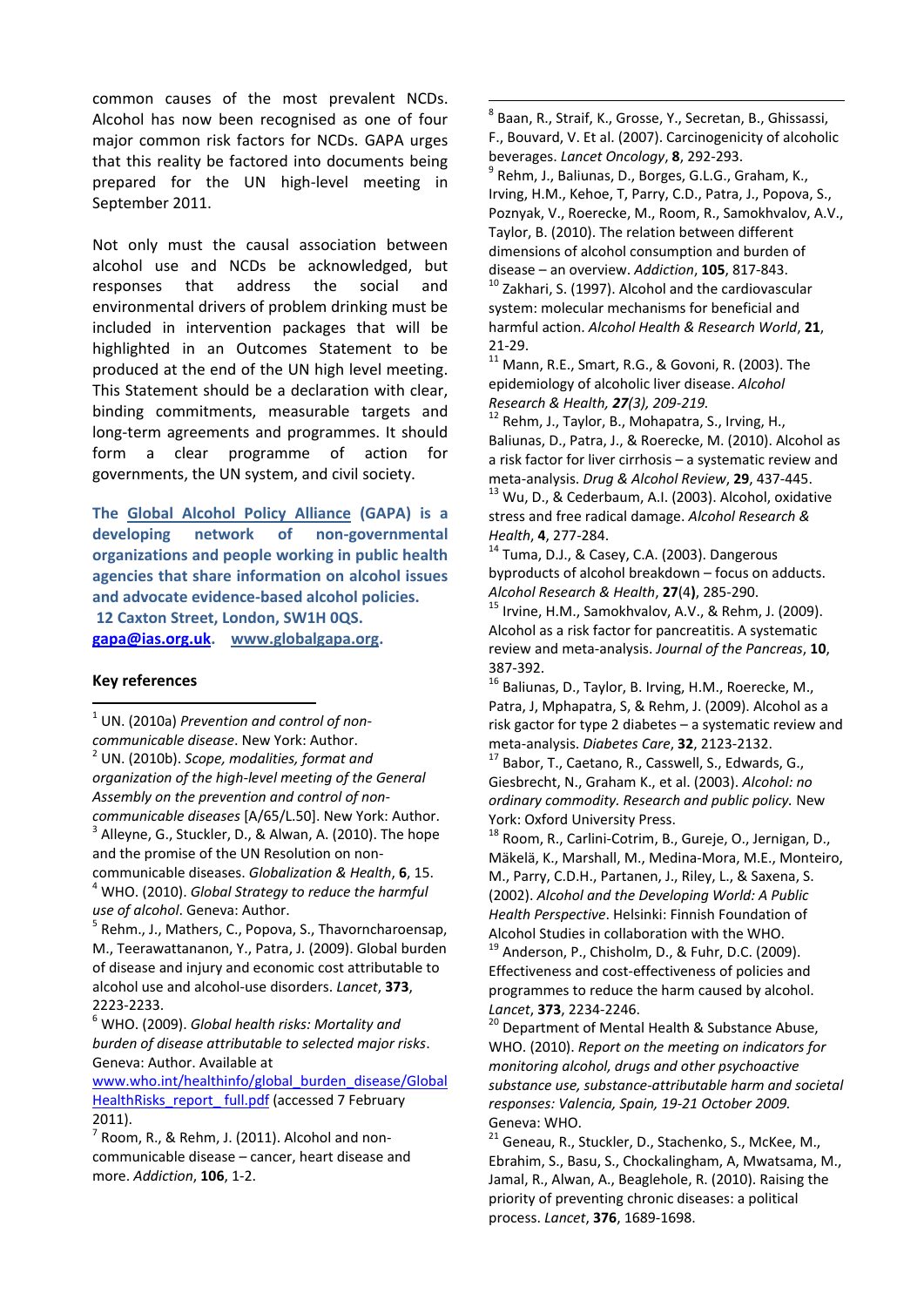common causes of the most prevalent NCDs. Alcohol has now been recognised as one of four major common risk factors for NCDs. GAPA urges that this reality be factored into documents being prepared for the UN high-level meeting in September 2011.

Not only must the causal association between alcohol use and NCDs be acknowledged, but responses that address the social and environmental drivers of problem drinking must be included in intervention packages that will be highlighted in an Outcomes Statement to be produced at the end of the UN high level meeting. This Statement should be a declaration with clear, binding commitments, measurable targets and long-term agreements and programmes. It should form a clear programme of action for governments, the UN system, and civil society.

**The Global Alcohol Policy Alliance (GAPA) is a developing network of non-governmental organizations and people working in public health agencies that share information on alcohol issues and advocate evidence-based alcohol policies.**
**12 Caxton Street, London, SW1H 0QS.**
**gapa@ias.org.uk. www.globalgapa.org.**

### Key references

[1] UN. (2010a) *Prevention and control of non-communicable disease*. New York: Author.

[2] UN. (2010b). *Scope, modalities, format and organization of the high-level meeting of the General Assembly on the prevention and control of non-communicable diseases* [A/65/L.50]. New York: Author.

[3] Alleyne, G., Stuckler, D., & Alwan, A. (2010). The hope and the promise of the UN Resolution on non-communicable diseases. *Globalization & Health*, **6**, 15.

[4] WHO. (2010). *Global Strategy to reduce the harmful use of alcohol*. Geneva: Author.

[5] Rehm., J., Mathers, C., Popova, S., Thavorncharoensap, M., Teerawattananon, Y., Patra, J. (2009). Global burden of disease and injury and economic cost attributable to alcohol use and alcohol-use disorders. *Lancet*, **373**, 2223-2233.

[6] WHO. (2009). *Global health risks: Mortality and burden of disease attributable to selected major risks*. Geneva: Author. Available at www.who.int/healthinfo/global_burden_disease/GlobalHealthRisks_report_full.pdf (accessed 7 February 2011).

[7] Room, R., & Rehm, J. (2011). Alcohol and non-communicable disease – cancer, heart disease and more. *Addiction*, **106**, 1-2.

[8] Baan, R., Straif, K., Grosse, Y., Secretan, B., Ghissassi, F., Bouvard, V. Et al. (2007). Carcinogenicity of alcoholic beverages. *Lancet Oncology*, **8**, 292-293.

[9] Rehm, J., Baliunas, D., Borges, G.L.G., Graham, K., Irving, H.M., Kehoe, T, Parry, C.D., Patra, J., Popova, S., Poznyak, V., Roerecke, M., Room, R., Samokhvalov, A.V., Taylor, B. (2010). The relation between different dimensions of alcohol consumption and burden of disease – an overview. *Addiction*, **105**, 817-843.

[10] Zakhari, S. (1997). Alcohol and the cardiovascular system: molecular mechanisms for beneficial and harmful action. *Alcohol Health & Research World*, **21**, 21-29.

[11] Mann, R.E., Smart, R.G., & Govoni, R. (2003). The epidemiology of alcoholic liver disease. *Alcohol Research & Health, **27**(3), 209-219.*

[12] Rehm, J., Taylor, B., Mohapatra, S., Irving, H., Baliunas, D., Patra, J., & Roerecke, M. (2010). Alcohol as a risk factor for liver cirrhosis – a systematic review and meta-analysis. *Drug & Alcohol Review*, **29**, 437-445.

[13] Wu, D., & Cederbaum, A.I. (2003). Alcohol, oxidative stress and free radical damage. *Alcohol Research & Health*, **4**, 277-284.

[14] Tuma, D.J., & Casey, C.A. (2003). Dangerous byproducts of alcohol breakdown – focus on adducts. *Alcohol Research & Health*, **27**(4**)**, 285-290.

[15] Irvine, H.M., Samokhvalov, A.V., & Rehm, J. (2009). Alcohol as a risk factor for pancreatitis. A systematic review and meta-analysis. *Journal of the Pancreas*, **10**, 387-392.

[16] Baliunas, D., Taylor, B. Irving, H.M., Roerecke, M., Patra, J, Mphapatra, S, & Rehm, J. (2009). Alcohol as a risk gactor for type 2 diabetes – a systematic review and meta-analysis. *Diabetes Care*, **32**, 2123-2132.

[17] Babor, T., Caetano, R., Casswell, S., Edwards, G., Giesbrecht, N., Graham K., et al. (2003). *Alcohol: no ordinary commodity. Research and public policy.* New York: Oxford University Press.

[18] Room, R., Carlini-Cotrim, B., Gureje, O., Jernigan, D., Mäkelä, K., Marshall, M., Medina-Mora, M.E., Monteiro, M., Parry, C.D.H., Partanen, J., Riley, L., & Saxena, S. (2002). *Alcohol and the Developing World: A Public Health Perspective*. Helsinki: Finnish Foundation of Alcohol Studies in collaboration with the WHO.

[19] Anderson, P., Chisholm, D., & Fuhr, D.C. (2009). Effectiveness and cost-effectiveness of policies and programmes to reduce the harm caused by alcohol. *Lancet*, **373**, 2234-2246.

[20] Department of Mental Health & Substance Abuse, WHO. (2010). *Report on the meeting on indicators for monitoring alcohol, drugs and other psychoactive substance use, substance-attributable harm and societal responses: Valencia, Spain, 19-21 October 2009.* Geneva: WHO.

[21] Geneau, R., Stuckler, D., Stachenko, S., McKee, M., Ebrahim, S., Basu, S., Chockalingham, A, Mwatsama, M., Jamal, R., Alwan, A., Beaglehole, R. (2010). Raising the priority of preventing chronic diseases: a political process. *Lancet*, **376**, 1689-1698.